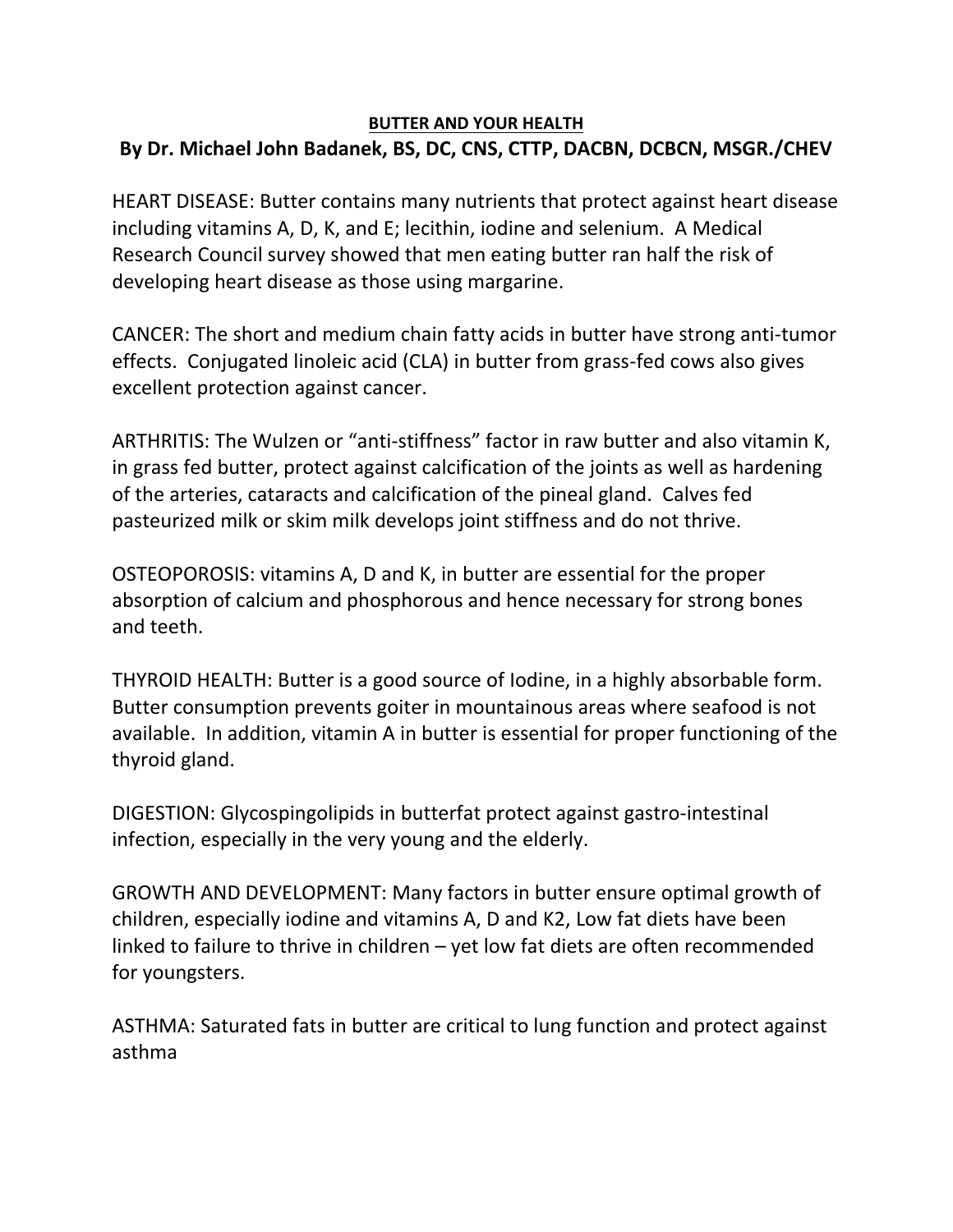# BUTTER AND YOUR HEALTH

## By Dr. Michael John Badanek, BS, DC, CNS, CTTP, DACBN, DCBCN, MSGR./CHEV

HEART DISEASE: Butter contains many nutrients that protect against heart disease including vitamins A, D, K, and E; lecithin, iodine and selenium. A Medical Research Council survey showed that men eating butter ran half the risk of developing heart disease as those using margarine.

CANCER: The short and medium chain fatty acids in butter have strong anti-tumor effects. Conjugated linoleic acid (CLA) in butter from grass-fed cows also gives excellent protection against cancer.

ARTHRITIS: The Wulzen or "anti-stiffness" factor in raw butter and also vitamin K, in grass fed butter, protect against calcification of the joints as well as hardening of the arteries, cataracts and calcification of the pineal gland. Calves fed pasteurized milk or skim milk develops joint stiffness and do not thrive.

OSTEOPOROSIS: vitamins A, D and K, in butter are essential for the proper absorption of calcium and phosphorous and hence necessary for strong bones and teeth.

THYROID HEALTH: Butter is a good source of Iodine, in a highly absorbable form. Butter consumption prevents goiter in mountainous areas where seafood is not available. In addition, vitamin A in butter is essential for proper functioning of the thyroid gland.

DIGESTION: Glycospingolipids in butterfat protect against gastro-intestinal infection, especially in the very young and the elderly.

GROWTH AND DEVELOPMENT: Many factors in butter ensure optimal growth of children, especially iodine and vitamins A, D and K2, Low fat diets have been linked to failure to thrive in children – yet low fat diets are often recommended for youngsters.

ASTHMA: Saturated fats in butter are critical to lung function and protect against asthma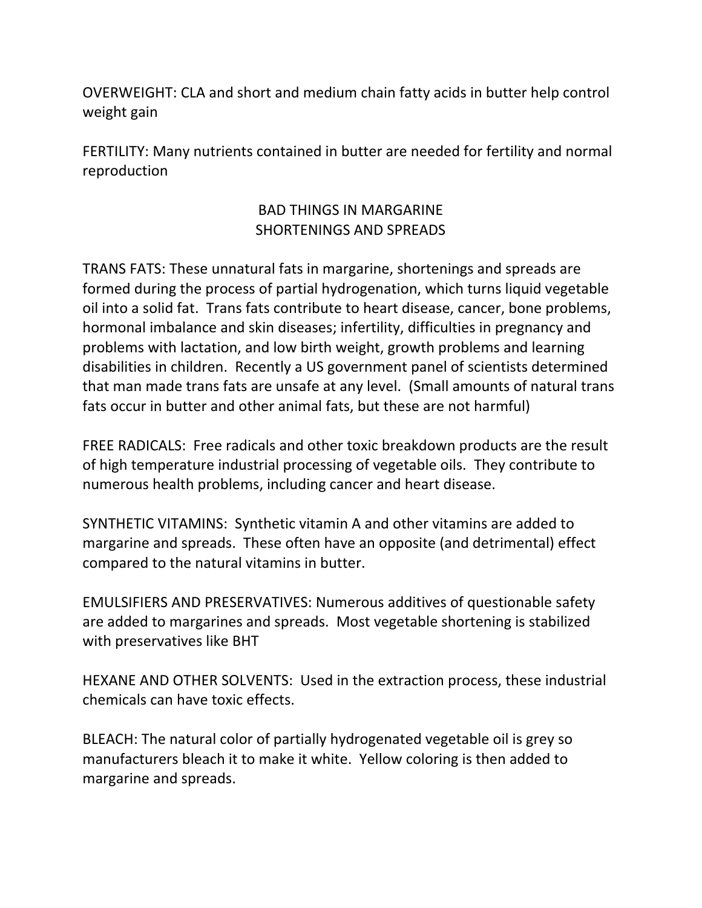OVERWEIGHT: CLA and short and medium chain fatty acids in butter help control weight gain

FERTILITY: Many nutrients contained in butter are needed for fertility and normal reproduction

## BAD THINGS IN MARGARINE SHORTENINGS AND SPREADS

TRANS FATS: These unnatural fats in margarine, shortenings and spreads are formed during the process of partial hydrogenation, which turns liquid vegetable oil into a solid fat. Trans fats contribute to heart disease, cancer, bone problems, hormonal imbalance and skin diseases; infertility, difficulties in pregnancy and problems with lactation, and low birth weight, growth problems and learning disabilities in children. Recently a US government panel of scientists determined that man made trans fats are unsafe at any level. (Small amounts of natural trans fats occur in butter and other animal fats, but these are not harmful)

FREE RADICALS: Free radicals and other toxic breakdown products are the result of high temperature industrial processing of vegetable oils. They contribute to numerous health problems, including cancer and heart disease.

SYNTHETIC VITAMINS: Synthetic vitamin A and other vitamins are added to margarine and spreads. These often have an opposite (and detrimental) effect compared to the natural vitamins in butter.

EMULSIFIERS AND PRESERVATIVES: Numerous additives of questionable safety are added to margarines and spreads. Most vegetable shortening is stabilized with preservatives like BHT

HEXANE AND OTHER SOLVENTS: Used in the extraction process, these industrial chemicals can have toxic effects.

BLEACH: The natural color of partially hydrogenated vegetable oil is grey so manufacturers bleach it to make it white. Yellow coloring is then added to margarine and spreads.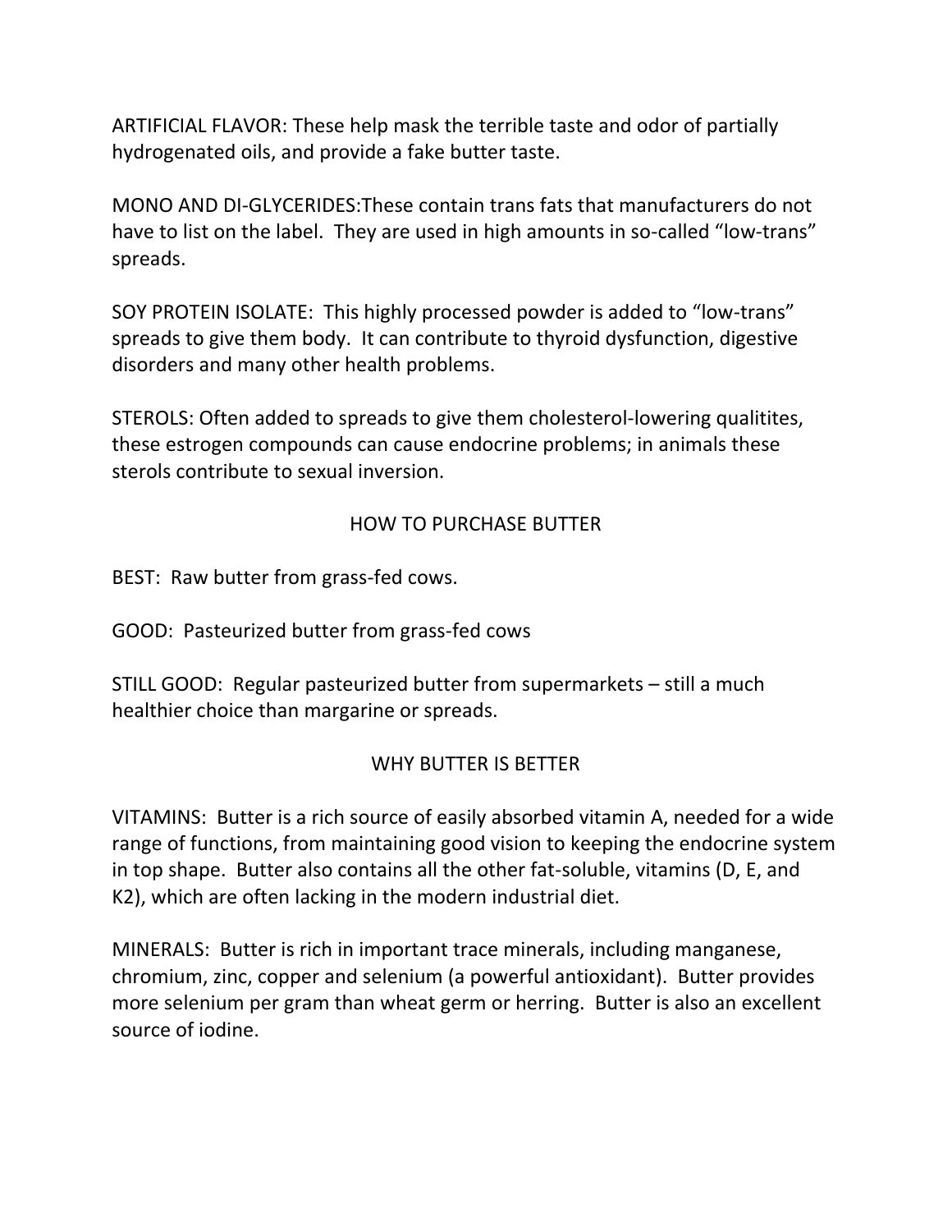ARTIFICIAL FLAVOR: These help mask the terrible taste and odor of partially hydrogenated oils, and provide a fake butter taste.

MONO AND DI-GLYCERIDES:These contain trans fats that manufacturers do not have to list on the label. They are used in high amounts in so-called "low-trans" spreads.

SOY PROTEIN ISOLATE: This highly processed powder is added to "low-trans" spreads to give them body. It can contribute to thyroid dysfunction, digestive disorders and many other health problems.

STEROLS: Often added to spreads to give them cholesterol-lowering qualitites, these estrogen compounds can cause endocrine problems; in animals these sterols contribute to sexual inversion.

## HOW TO PURCHASE BUTTER

BEST: Raw butter from grass-fed cows.

GOOD: Pasteurized butter from grass-fed cows

STILL GOOD: Regular pasteurized butter from supermarkets – still a much healthier choice than margarine or spreads.

## WHY BUTTER IS BETTER

VITAMINS: Butter is a rich source of easily absorbed vitamin A, needed for a wide range of functions, from maintaining good vision to keeping the endocrine system in top shape. Butter also contains all the other fat-soluble, vitamins (D, E, and K2), which are often lacking in the modern industrial diet.

MINERALS: Butter is rich in important trace minerals, including manganese, chromium, zinc, copper and selenium (a powerful antioxidant). Butter provides more selenium per gram than wheat germ or herring. Butter is also an excellent source of iodine.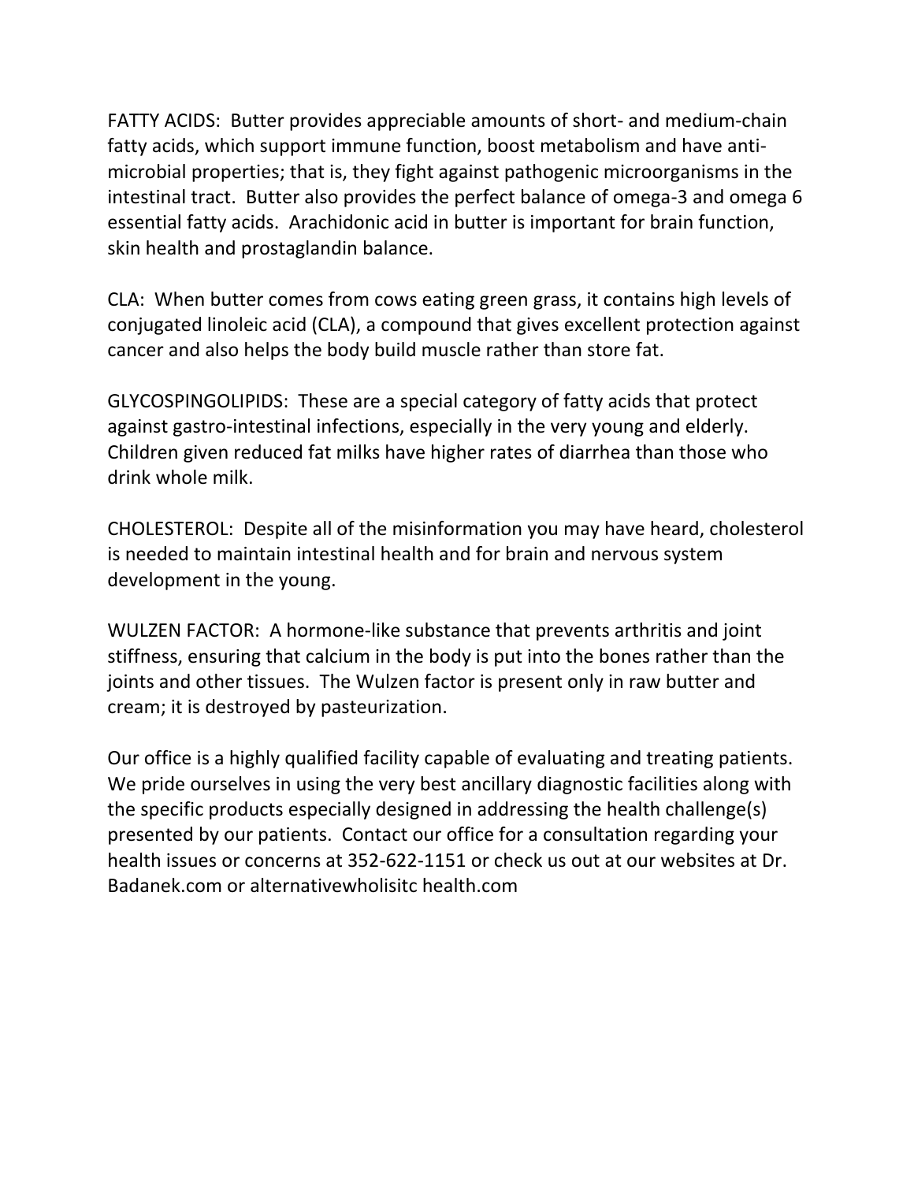FATTY ACIDS: Butter provides appreciable amounts of short- and medium-chain fatty acids, which support immune function, boost metabolism and have anti-microbial properties; that is, they fight against pathogenic microorganisms in the intestinal tract. Butter also provides the perfect balance of omega-3 and omega 6 essential fatty acids. Arachidonic acid in butter is important for brain function, skin health and prostaglandin balance.

CLA: When butter comes from cows eating green grass, it contains high levels of conjugated linoleic acid (CLA), a compound that gives excellent protection against cancer and also helps the body build muscle rather than store fat.

GLYCOSPINGOLIPIDS: These are a special category of fatty acids that protect against gastro-intestinal infections, especially in the very young and elderly. Children given reduced fat milks have higher rates of diarrhea than those who drink whole milk.

CHOLESTEROL: Despite all of the misinformation you may have heard, cholesterol is needed to maintain intestinal health and for brain and nervous system development in the young.

WULZEN FACTOR: A hormone-like substance that prevents arthritis and joint stiffness, ensuring that calcium in the body is put into the bones rather than the joints and other tissues. The Wulzen factor is present only in raw butter and cream; it is destroyed by pasteurization.

Our office is a highly qualified facility capable of evaluating and treating patients. We pride ourselves in using the very best ancillary diagnostic facilities along with the specific products especially designed in addressing the health challenge(s) presented by our patients. Contact our office for a consultation regarding your health issues or concerns at 352-622-1151 or check us out at our websites at Dr. Badanek.com or alternativewholisitc health.com